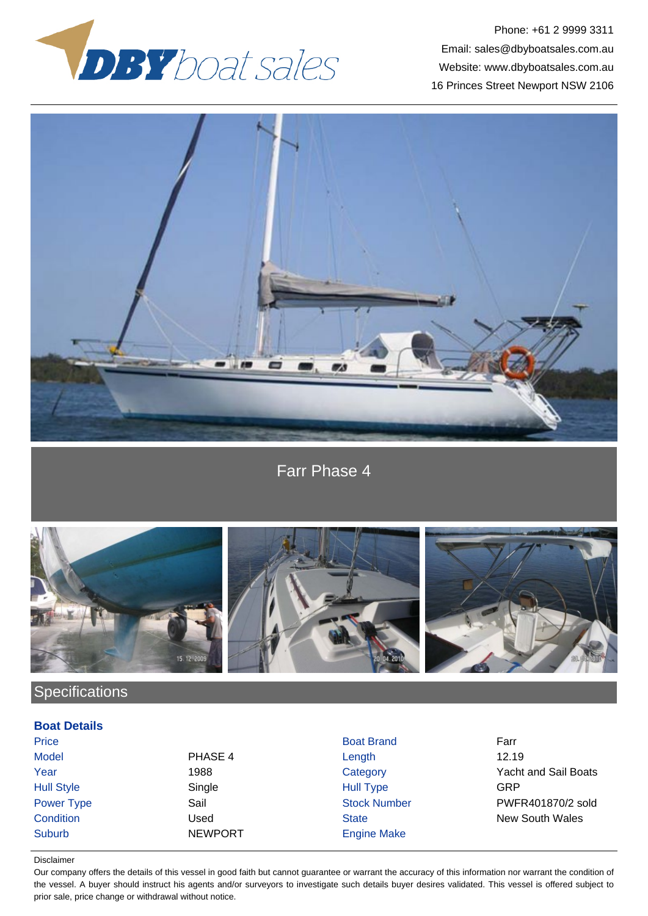Phone: +61 2 9999 3311
Email: sales@dbyboatsales.com.au
Website: www.dbyboatsales.com.au
16 Princes Street Newport NSW 2106

# Farr Phase 4

## Specifications

### Boat Details

| | | | |
|---|---|---|---|
| Price | | Boat Brand | Farr |
| Model | PHASE 4 | Length | 12.19 |
| Year | 1988 | Category | Yacht and Sail Boats |
| Hull Style | Single | Hull Type | GRP |
| Power Type | Sail | Stock Number | PWFR401870/2 sold |
| Condition | Used | State | New South Wales |
| Suburb | NEWPORT | Engine Make | |

Disclaimer

Our company offers the details of this vessel in good faith but cannot guarantee or warrant the accuracy of this information nor warrant the condition of the vessel. A buyer should instruct his agents and/or surveyors to investigate such details buyer desires validated. This vessel is offered subject to prior sale, price change or withdrawal without notice.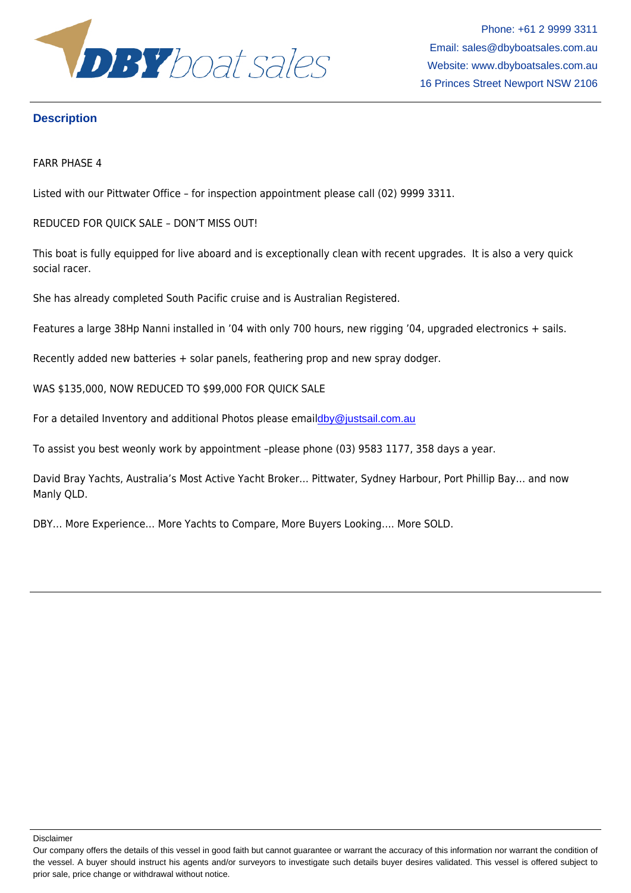## Description

FARR PHASE 4

Listed with our Pittwater Office – for inspection appointment please call (02) 9999 3311.

REDUCED FOR QUICK SALE – DON'T MISS OUT!

This boat is fully equipped for live aboard and is exceptionally clean with recent upgrades. It is also a very quick social racer.

She has already completed South Pacific cruise and is Australian Registered.

Features a large 38Hp Nanni installed in '04 with only 700 hours, new rigging '04, upgraded electronics + sails.

Recently added new batteries + solar panels, feathering prop and new spray dodger.

WAS $135,000, NOW REDUCED TO $99,000 FOR QUICK SALE

For a detailed Inventory and additional Photos please emaildby@justsail.com.au

To assist you best weonly work by appointment –please phone (03) 9583 1177, 358 days a year.

David Bray Yachts, Australia's Most Active Yacht Broker… Pittwater, Sydney Harbour, Port Phillip Bay… and now Manly QLD.

DBY… More Experience… More Yachts to Compare, More Buyers Looking…. More SOLD.

Disclaimer

Our company offers the details of this vessel in good faith but cannot guarantee or warrant the accuracy of this information nor warrant the condition of the vessel. A buyer should instruct his agents and/or surveyors to investigate such details buyer desires validated. This vessel is offered subject to prior sale, price change or withdrawal without notice.